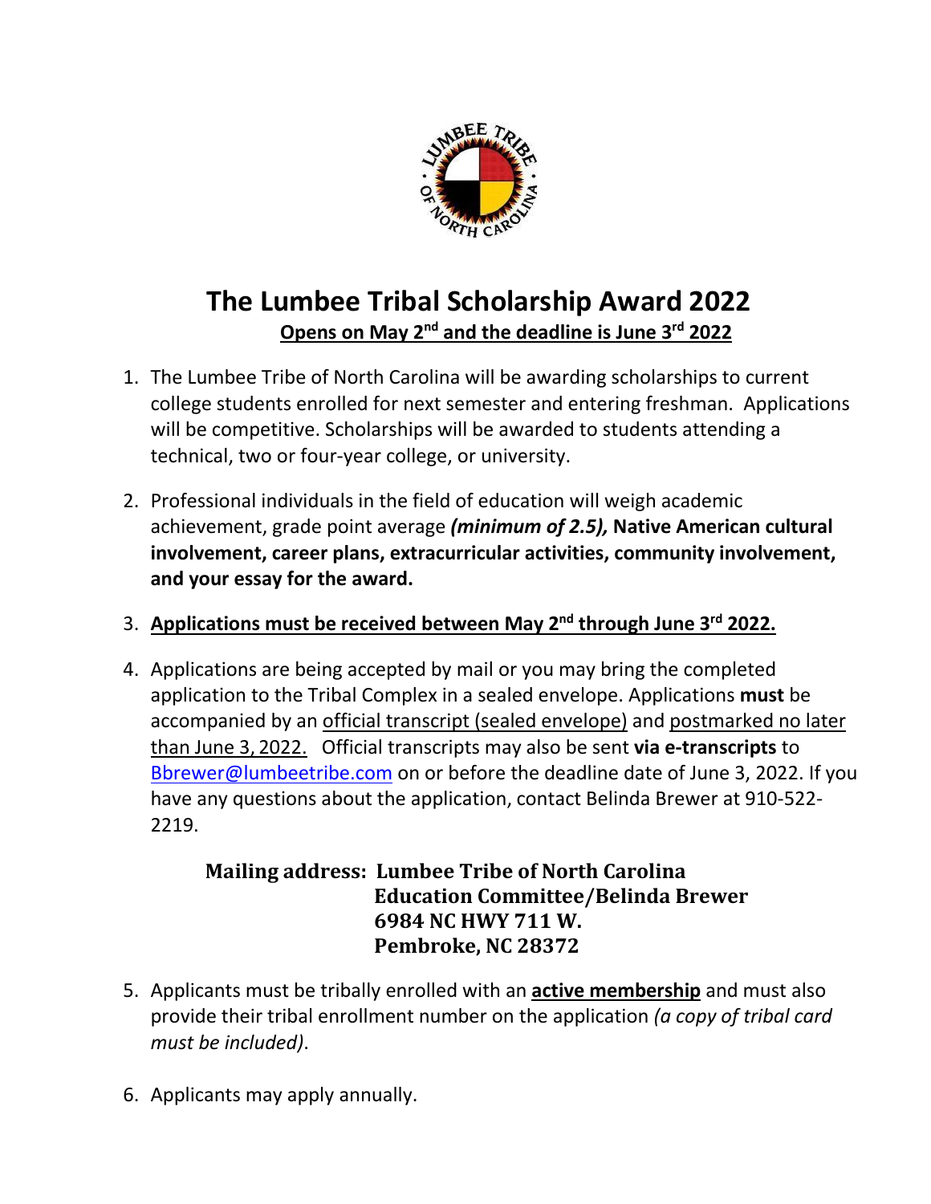# The Lumbee Tribal Scholarship Award 2022

**Opens on May 2nd and the deadline is June 3rd 2022**

1. The Lumbee Tribe of North Carolina will be awarding scholarships to current college students enrolled for next semester and entering freshman. Applications will be competitive. Scholarships will be awarded to students attending a technical, two or four-year college, or university.

2. Professional individuals in the field of education will weigh academic achievement, grade point average ***(minimum of 2.5),*** **Native American cultural involvement, career plans, extracurricular activities, community involvement, and your essay for the award.**

3. **Applications must be received between May 2nd through June 3rd 2022.**

4. Applications are being accepted by mail or you may bring the completed application to the Tribal Complex in a sealed envelope. Applications **must** be accompanied by an official transcript (sealed envelope) and postmarked no later than June 3, 2022. Official transcripts may also be sent **via e-transcripts** to Bbrewer@lumbeetribe.com on or before the deadline date of June 3, 2022. If you have any questions about the application, contact Belinda Brewer at 910-522-2219.

   **Mailing address: Lumbee Tribe of North Carolina**
   **Education Committee/Belinda Brewer**
   **6984 NC HWY 711 W.**
   **Pembroke, NC 28372**

5. Applicants must be tribally enrolled with an **active membership** and must also provide their tribal enrollment number on the application *(a copy of tribal card must be included)*.

6. Applicants may apply annually.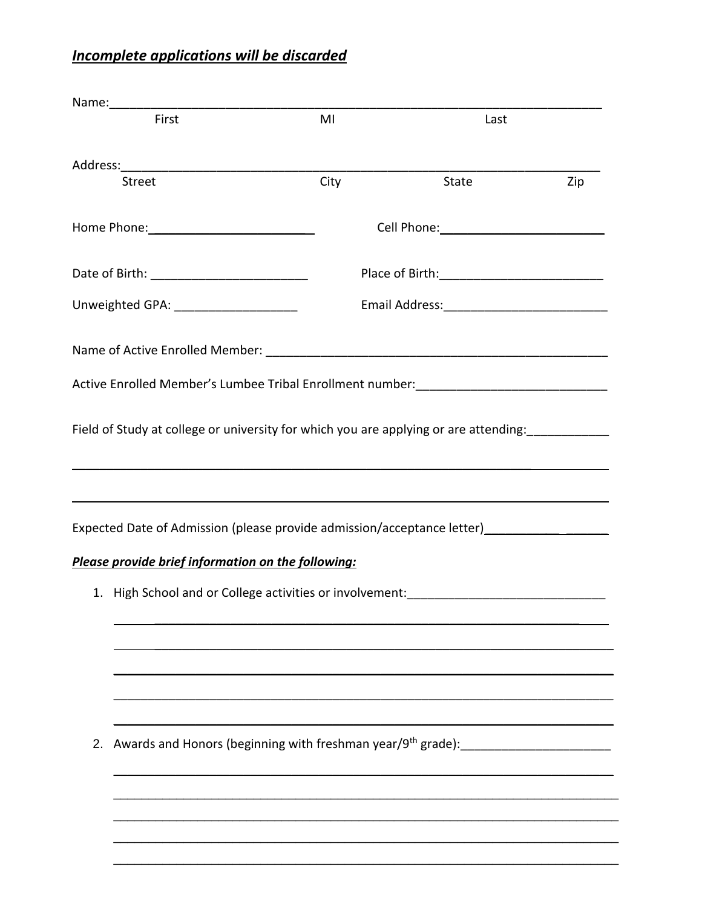***Incomplete applications will be discarded***

Name:_____________________________________________________________________________
First MI Last

Address:___________________________________________________________________________
Street City State Zip

Home Phone:________________________ Cell Phone:________________________

Date of Birth: ________________________ Place of Birth:________________________

Unweighted GPA: ___________________ Email Address:________________________

Name of Active Enrolled Member: _____________________________________________________

Active Enrolled Member's Lumbee Tribal Enrollment number:____________________________

Field of Study at college or university for which you are applying or are attending:____________

_____________________________________________________________________________

_____________________________________________________________________________

Expected Date of Admission (please provide admission/acceptance letter)__________________

***Please provide brief information on the following:***

1. High School and or College activities or involvement:_____________________________

   _________________________________________________________________________

   _________________________________________________________________________

   _________________________________________________________________________

   _________________________________________________________________________

   _________________________________________________________________________

2. Awards and Honors (beginning with freshman year/9th grade):______________________

   _________________________________________________________________________

   _________________________________________________________________________

   _________________________________________________________________________

   _________________________________________________________________________

   _________________________________________________________________________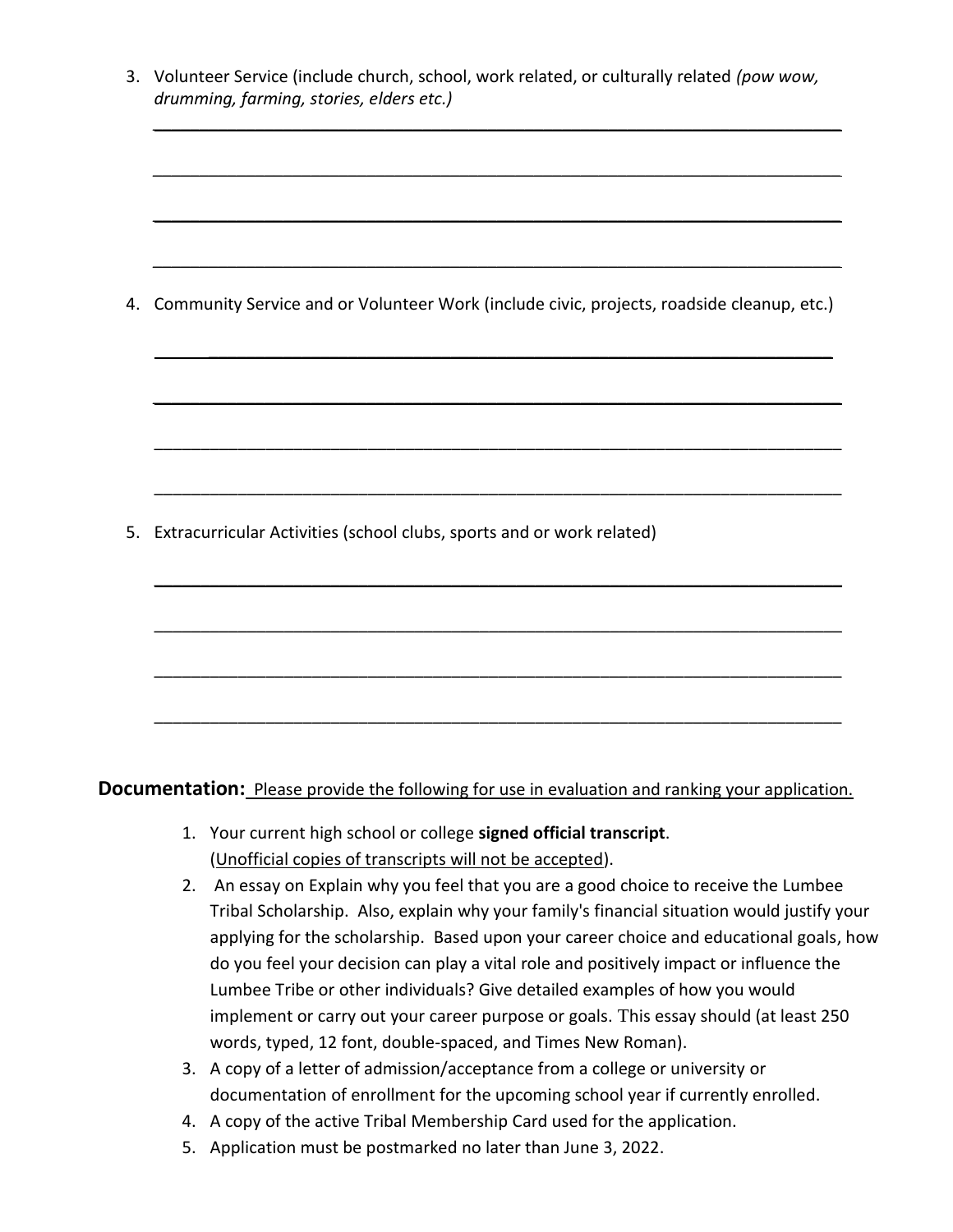3. Volunteer Service (include church, school, work related, or culturally related *(pow wow, drumming, farming, stories, elders etc.)*

   ______________________________________________________________________

   ______________________________________________________________________

   ______________________________________________________________________

   ______________________________________________________________________

4. Community Service and or Volunteer Work (include civic, projects, roadside cleanup, etc.)

   ______________________________________________________________________

   ______________________________________________________________________

   ______________________________________________________________________

   ______________________________________________________________________

5. Extracurricular Activities (school clubs, sports and or work related)

   ______________________________________________________________________

   ______________________________________________________________________

   ______________________________________________________________________

   ______________________________________________________________________

**Documentation:** <u>Please provide the following for use in evaluation and ranking your application.</u>

1. Your current high school or college **signed official transcript**. (<u>Unofficial copies of transcripts will not be accepted</u>).
2. An essay on Explain why you feel that you are a good choice to receive the Lumbee Tribal Scholarship. Also, explain why your family's financial situation would justify your applying for the scholarship. Based upon your career choice and educational goals, how do you feel your decision can play a vital role and positively impact or influence the Lumbee Tribe or other individuals? Give detailed examples of how you would implement or carry out your career purpose or goals. This essay should (at least 250 words, typed, 12 font, double-spaced, and Times New Roman).
3. A copy of a letter of admission/acceptance from a college or university or documentation of enrollment for the upcoming school year if currently enrolled.
4. A copy of the active Tribal Membership Card used for the application.
5. Application must be postmarked no later than June 3, 2022.